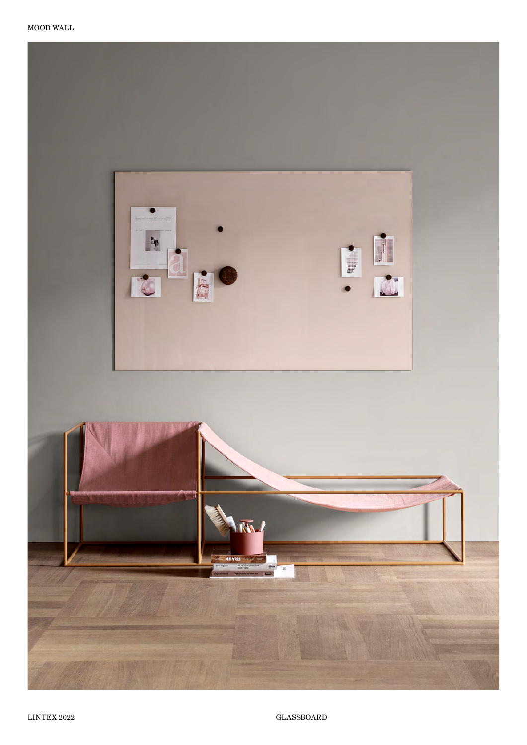MOOD WALL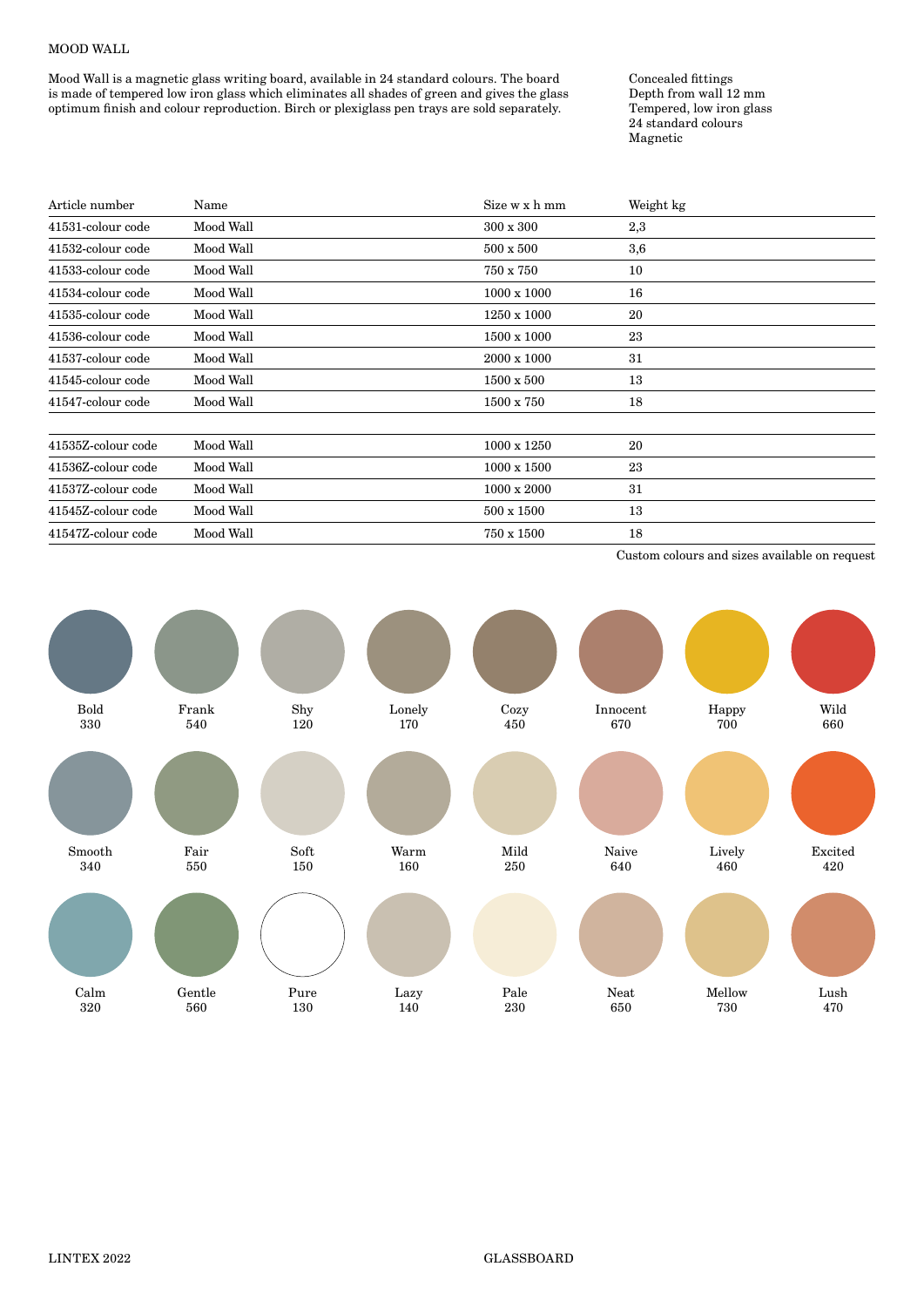# MOOD WALL

Mood Wall is a magnetic glass writing board, available in 24 standard colours. The board is made of tempered low iron glass which eliminates all shades of green and gives the glass optimum finish and colour reproduction. Birch or plexiglass pen trays are sold separately.

Concealed fittings
Depth from wall 12 mm
Tempered, low iron glass
24 standard colours
Magnetic

| Article number | Name | Size w x h mm | Weight kg |
|---|---|---|---|
| 41531-colour code | Mood Wall | 300 x 300 | 2,3 |
| 41532-colour code | Mood Wall | 500 x 500 | 3,6 |
| 41533-colour code | Mood Wall | 750 x 750 | 10 |
| 41534-colour code | Mood Wall | 1000 x 1000 | 16 |
| 41535-colour code | Mood Wall | 1250 x 1000 | 20 |
| 41536-colour code | Mood Wall | 1500 x 1000 | 23 |
| 41537-colour code | Mood Wall | 2000 x 1000 | 31 |
| 41545-colour code | Mood Wall | 1500 x 500 | 13 |
| 41547-colour code | Mood Wall | 1500 x 750 | 18 |
| | | | |
| 41535Z-colour code | Mood Wall | 1000 x 1250 | 20 |
| 41536Z-colour code | Mood Wall | 1000 x 1500 | 23 |
| 41537Z-colour code | Mood Wall | 1000 x 2000 | 31 |
| 41545Z-colour code | Mood Wall | 500 x 1500 | 13 |
| 41547Z-colour code | Mood Wall | 750 x 1500 | 18 |

Custom colours and sizes available on request

Bold 330
Frank 540
Shy 120
Lonely 170
Cozy 450
Innocent 670
Happy 700
Wild 660

Smooth 340
Fair 550
Soft 150
Warm 160
Mild 250
Naive 640
Lively 460
Excited 420

Calm 320
Gentle 560
Pure 130
Lazy 140
Pale 230
Neat 650
Mellow 730
Lush 470

LINTEX 2022 GLASSBOARD